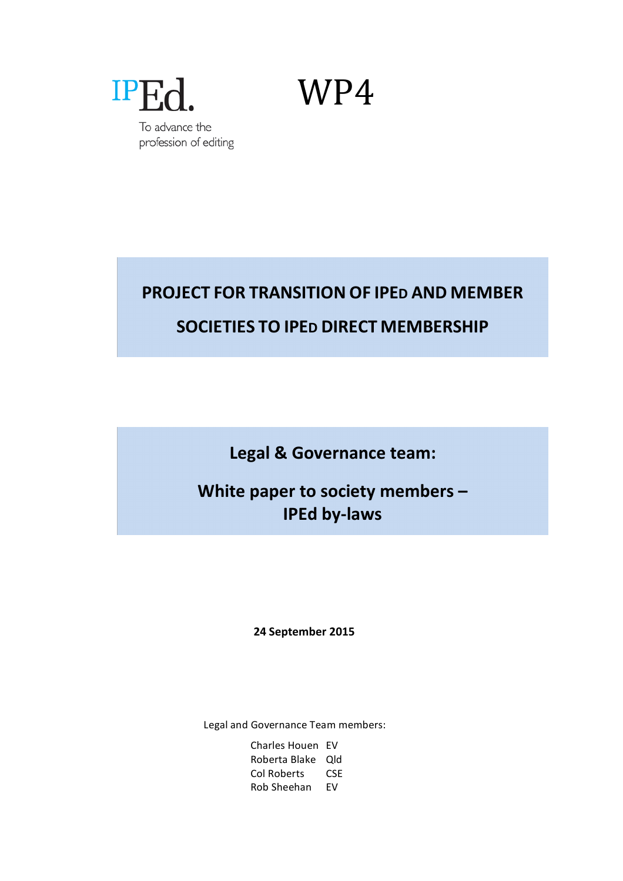IPEd.

To advance the profession of editing

WP4

# PROJECT FOR TRANSITION OF IPED AND MEMBER SOCIETIES TO IPED DIRECT MEMBERSHIP

## Legal & Governance team:

## White paper to society members – IPEd by-laws

**24 September 2015**

Legal and Governance Team members:

| | |
|---|---|
| Charles Houen | EV |
| Roberta Blake | Qld |
| Col Roberts | CSE |
| Rob Sheehan | EV |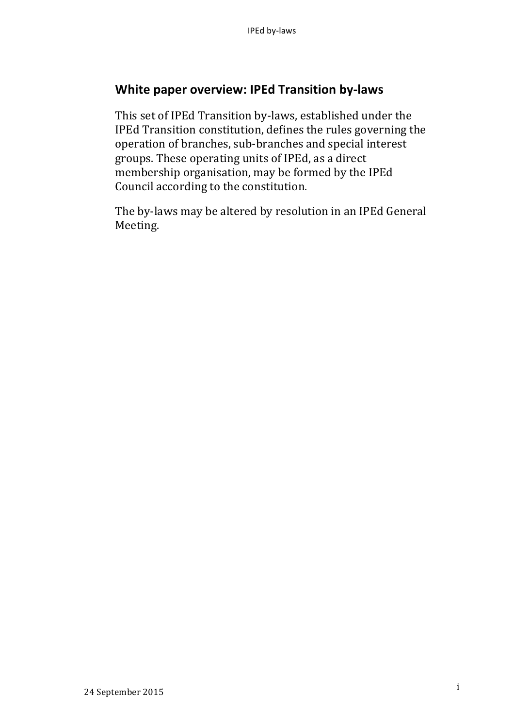## White paper overview: IPEd Transition by-laws

This set of IPEd Transition by-laws, established under the IPEd Transition constitution, defines the rules governing the operation of branches, sub-branches and special interest groups. These operating units of IPEd, as a direct membership organisation, may be formed by the IPEd Council according to the constitution.

The by-laws may be altered by resolution in an IPEd General Meeting.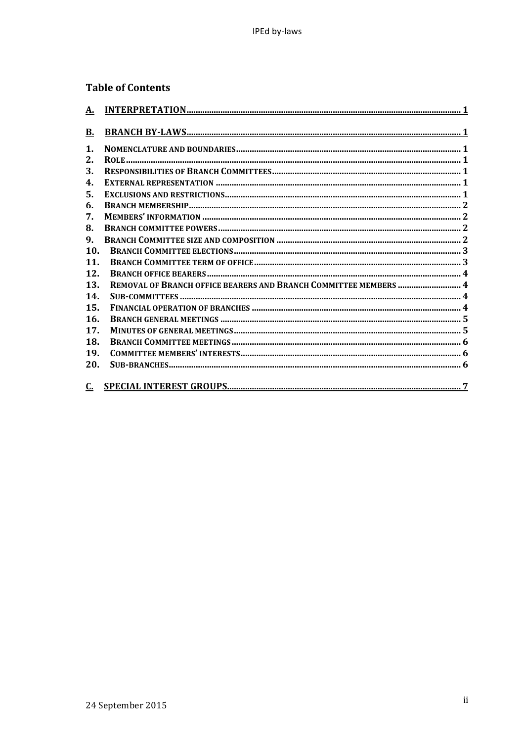## Table of Contents

| | | |
|---|---|---|
| A. | INTERPRETATION | 1 |
| B. | BRANCH BY-LAWS | 1 |
| 1. | NOMENCLATURE AND BOUNDARIES | 1 |
| 2. | ROLE | 1 |
| 3. | RESPONSIBILITIES OF BRANCH COMMITTEES | 1 |
| 4. | EXTERNAL REPRESENTATION | 1 |
| 5. | EXCLUSIONS AND RESTRICTIONS | 1 |
| 6. | BRANCH MEMBERSHIP | 2 |
| 7. | MEMBERS' INFORMATION | 2 |
| 8. | BRANCH COMMITTEE POWERS | 2 |
| 9. | BRANCH COMMITTEE SIZE AND COMPOSITION | 2 |
| 10. | BRANCH COMMITTEE ELECTIONS | 3 |
| 11. | BRANCH COMMITTEE TERM OF OFFICE | 3 |
| 12. | BRANCH OFFICE BEARERS | 4 |
| 13. | REMOVAL OF BRANCH OFFICE BEARERS AND BRANCH COMMITTEE MEMBERS | 4 |
| 14. | SUB-COMMITTEES | 4 |
| 15. | FINANCIAL OPERATION OF BRANCHES | 4 |
| 16. | BRANCH GENERAL MEETINGS | 5 |
| 17. | MINUTES OF GENERAL MEETINGS | 5 |
| 18. | BRANCH COMMITTEE MEETINGS | 6 |
| 19. | COMMITTEE MEMBERS' INTERESTS | 6 |
| 20. | SUB-BRANCHES | 6 |
| C. | SPECIAL INTEREST GROUPS | 7 |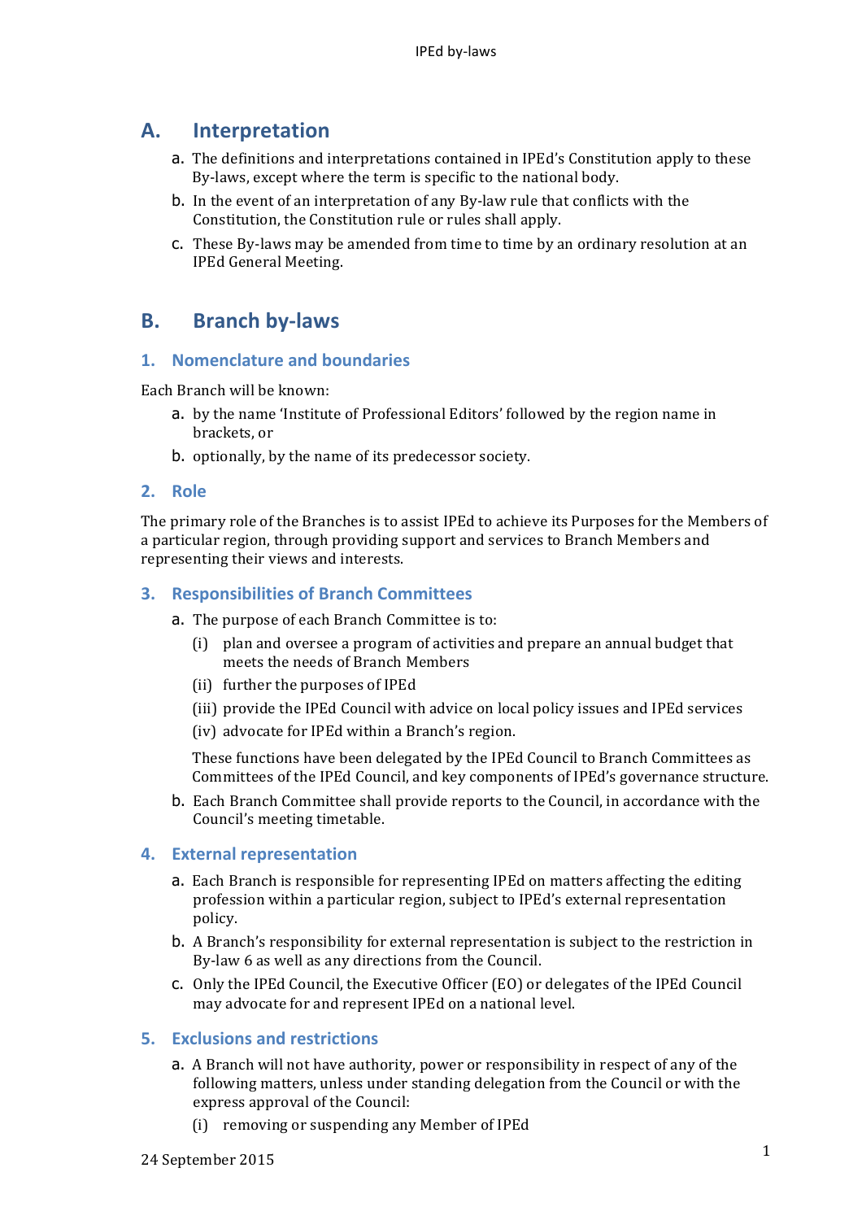## A. Interpretation

a. The definitions and interpretations contained in IPEd's Constitution apply to these By-laws, except where the term is specific to the national body.

b. In the event of an interpretation of any By-law rule that conflicts with the Constitution, the Constitution rule or rules shall apply.

c. These By-laws may be amended from time to time by an ordinary resolution at an IPEd General Meeting.

## B. Branch by-laws

### 1. Nomenclature and boundaries

Each Branch will be known:

a. by the name 'Institute of Professional Editors' followed by the region name in brackets, or

b. optionally, by the name of its predecessor society.

### 2. Role

The primary role of the Branches is to assist IPEd to achieve its Purposes for the Members of a particular region, through providing support and services to Branch Members and representing their views and interests.

### 3. Responsibilities of Branch Committees

a. The purpose of each Branch Committee is to:

   (i) plan and oversee a program of activities and prepare an annual budget that meets the needs of Branch Members

   (ii) further the purposes of IPEd

   (iii) provide the IPEd Council with advice on local policy issues and IPEd services

   (iv) advocate for IPEd within a Branch's region.

   These functions have been delegated by the IPEd Council to Branch Committees as Committees of the IPEd Council, and key components of IPEd's governance structure.

b. Each Branch Committee shall provide reports to the Council, in accordance with the Council's meeting timetable.

### 4. External representation

a. Each Branch is responsible for representing IPEd on matters affecting the editing profession within a particular region, subject to IPEd's external representation policy.

b. A Branch's responsibility for external representation is subject to the restriction in By-law 6 as well as any directions from the Council.

c. Only the IPEd Council, the Executive Officer (EO) or delegates of the IPEd Council may advocate for and represent IPEd on a national level.

### 5. Exclusions and restrictions

a. A Branch will not have authority, power or responsibility in respect of any of the following matters, unless under standing delegation from the Council or with the express approval of the Council:

   (i) removing or suspending any Member of IPEd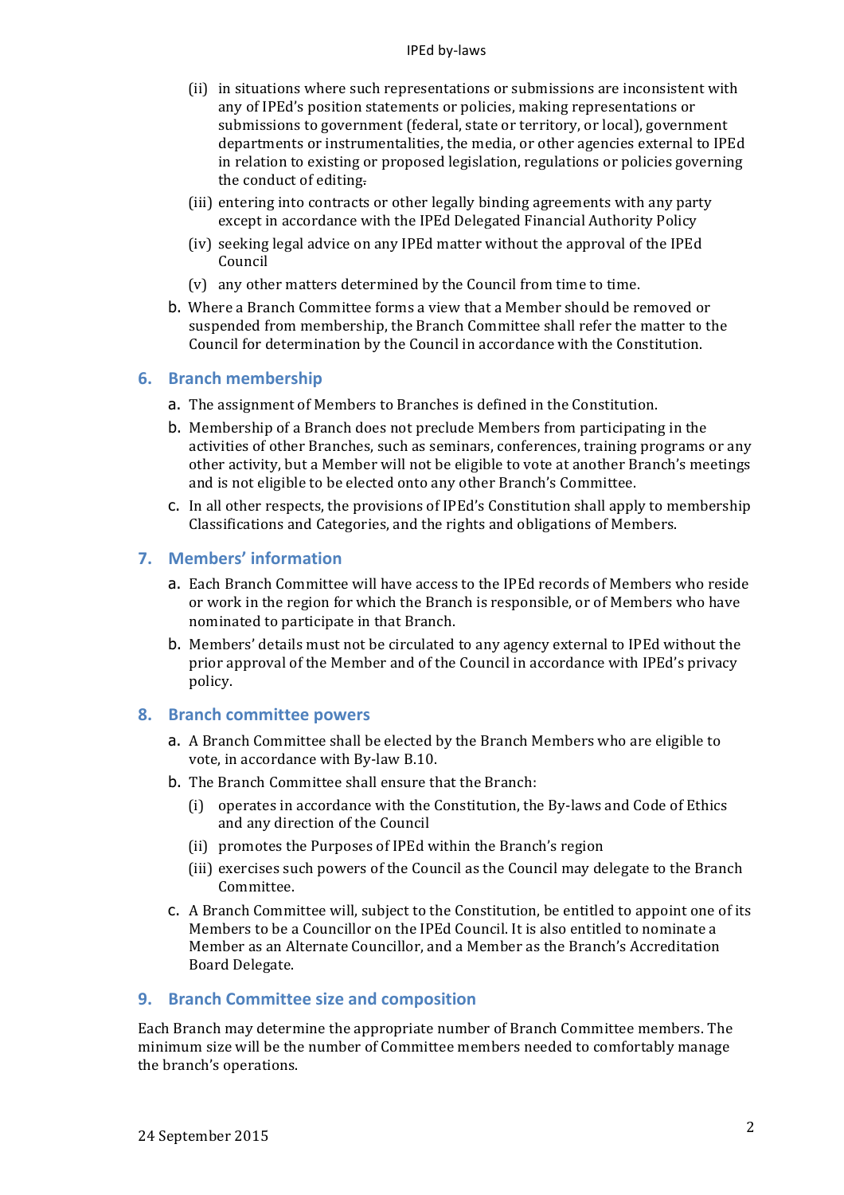(ii) in situations where such representations or submissions are inconsistent with any of IPEd's position statements or policies, making representations or submissions to government (federal, state or territory, or local), government departments or instrumentalities, the media, or other agencies external to IPEd in relation to existing or proposed legislation, regulations or policies governing the conduct of editing.

(iii) entering into contracts or other legally binding agreements with any party except in accordance with the IPEd Delegated Financial Authority Policy

(iv) seeking legal advice on any IPEd matter without the approval of the IPEd Council

(v) any other matters determined by the Council from time to time.

b. Where a Branch Committee forms a view that a Member should be removed or suspended from membership, the Branch Committee shall refer the matter to the Council for determination by the Council in accordance with the Constitution.

## 6. Branch membership

a. The assignment of Members to Branches is defined in the Constitution.

b. Membership of a Branch does not preclude Members from participating in the activities of other Branches, such as seminars, conferences, training programs or any other activity, but a Member will not be eligible to vote at another Branch's meetings and is not eligible to be elected onto any other Branch's Committee.

c. In all other respects, the provisions of IPEd's Constitution shall apply to membership Classifications and Categories, and the rights and obligations of Members.

## 7. Members' information

a. Each Branch Committee will have access to the IPEd records of Members who reside or work in the region for which the Branch is responsible, or of Members who have nominated to participate in that Branch.

b. Members' details must not be circulated to any agency external to IPEd without the prior approval of the Member and of the Council in accordance with IPEd's privacy policy.

## 8. Branch committee powers

a. A Branch Committee shall be elected by the Branch Members who are eligible to vote, in accordance with By-law B.10.

b. The Branch Committee shall ensure that the Branch:

(i) operates in accordance with the Constitution, the By-laws and Code of Ethics and any direction of the Council

(ii) promotes the Purposes of IPEd within the Branch's region

(iii) exercises such powers of the Council as the Council may delegate to the Branch Committee.

c. A Branch Committee will, subject to the Constitution, be entitled to appoint one of its Members to be a Councillor on the IPEd Council. It is also entitled to nominate a Member as an Alternate Councillor, and a Member as the Branch's Accreditation Board Delegate.

## 9. Branch Committee size and composition

Each Branch may determine the appropriate number of Branch Committee members. The minimum size will be the number of Committee members needed to comfortably manage the branch's operations.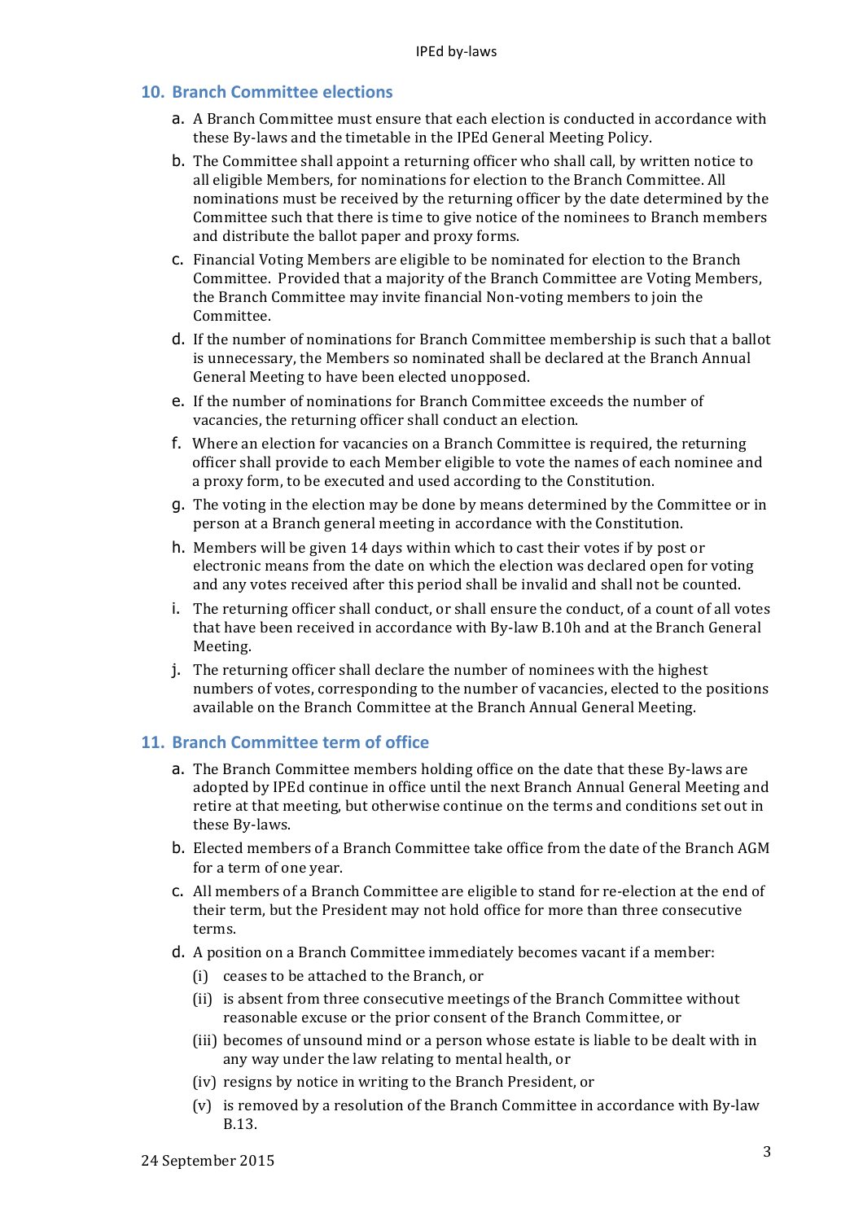## 10. Branch Committee elections

a. A Branch Committee must ensure that each election is conducted in accordance with these By-laws and the timetable in the IPEd General Meeting Policy.

b. The Committee shall appoint a returning officer who shall call, by written notice to all eligible Members, for nominations for election to the Branch Committee. All nominations must be received by the returning officer by the date determined by the Committee such that there is time to give notice of the nominees to Branch members and distribute the ballot paper and proxy forms.

c. Financial Voting Members are eligible to be nominated for election to the Branch Committee. Provided that a majority of the Branch Committee are Voting Members, the Branch Committee may invite financial Non-voting members to join the Committee.

d. If the number of nominations for Branch Committee membership is such that a ballot is unnecessary, the Members so nominated shall be declared at the Branch Annual General Meeting to have been elected unopposed.

e. If the number of nominations for Branch Committee exceeds the number of vacancies, the returning officer shall conduct an election.

f. Where an election for vacancies on a Branch Committee is required, the returning officer shall provide to each Member eligible to vote the names of each nominee and a proxy form, to be executed and used according to the Constitution.

g. The voting in the election may be done by means determined by the Committee or in person at a Branch general meeting in accordance with the Constitution.

h. Members will be given 14 days within which to cast their votes if by post or electronic means from the date on which the election was declared open for voting and any votes received after this period shall be invalid and shall not be counted.

i. The returning officer shall conduct, or shall ensure the conduct, of a count of all votes that have been received in accordance with By-law B.10h and at the Branch General Meeting.

j. The returning officer shall declare the number of nominees with the highest numbers of votes, corresponding to the number of vacancies, elected to the positions available on the Branch Committee at the Branch Annual General Meeting.

## 11. Branch Committee term of office

a. The Branch Committee members holding office on the date that these By-laws are adopted by IPEd continue in office until the next Branch Annual General Meeting and retire at that meeting, but otherwise continue on the terms and conditions set out in these By-laws.

b. Elected members of a Branch Committee take office from the date of the Branch AGM for a term of one year.

c. All members of a Branch Committee are eligible to stand for re-election at the end of their term, but the President may not hold office for more than three consecutive terms.

d. A position on a Branch Committee immediately becomes vacant if a member:

   (i) ceases to be attached to the Branch, or

   (ii) is absent from three consecutive meetings of the Branch Committee without reasonable excuse or the prior consent of the Branch Committee, or

   (iii) becomes of unsound mind or a person whose estate is liable to be dealt with in any way under the law relating to mental health, or

   (iv) resigns by notice in writing to the Branch President, or

   (v) is removed by a resolution of the Branch Committee in accordance with By-law B.13.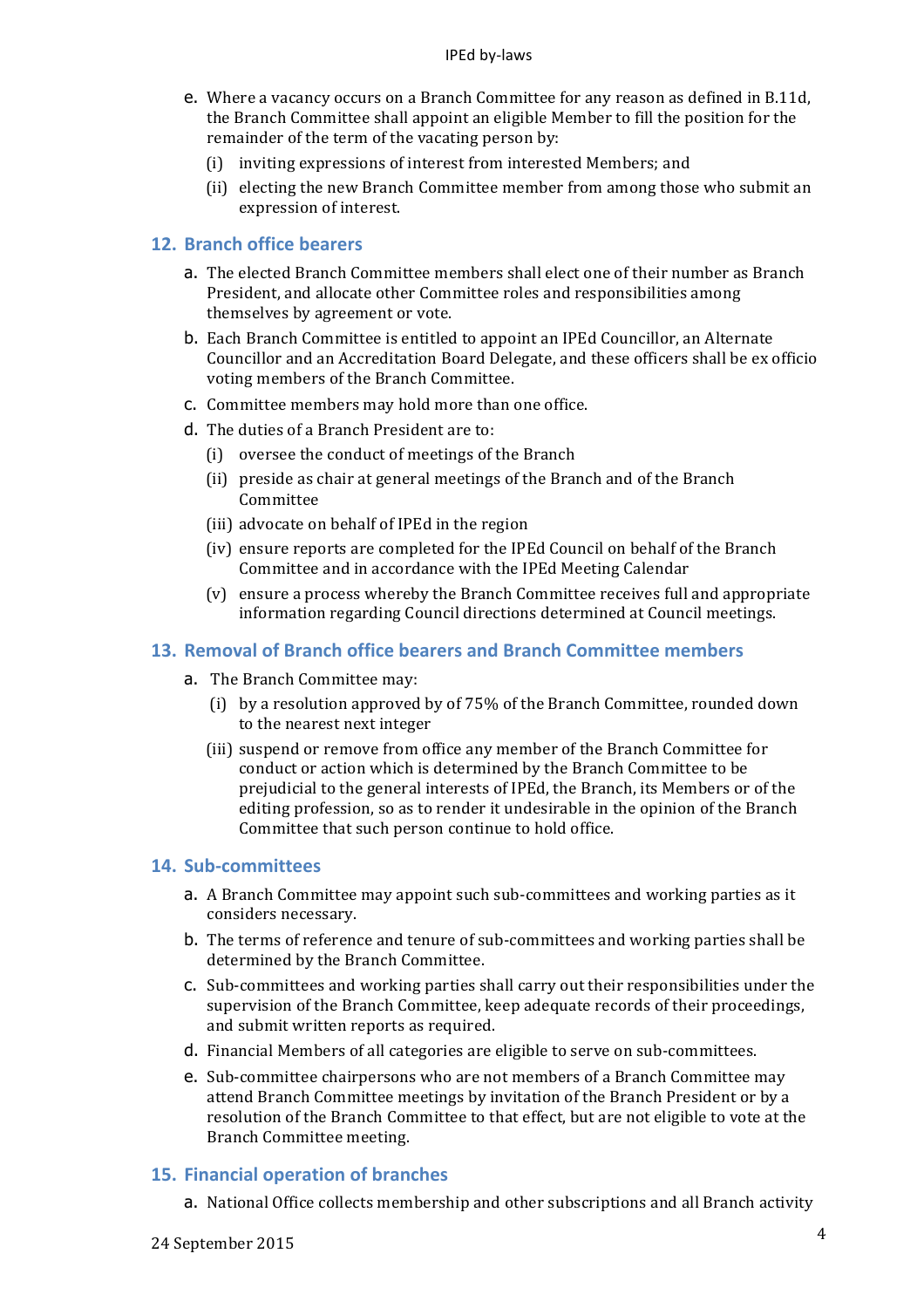e. Where a vacancy occurs on a Branch Committee for any reason as defined in B.11d, the Branch Committee shall appoint an eligible Member to fill the position for the remainder of the term of the vacating person by:
   (i) inviting expressions of interest from interested Members; and
   (ii) electing the new Branch Committee member from among those who submit an expression of interest.

## 12. Branch office bearers

a. The elected Branch Committee members shall elect one of their number as Branch President, and allocate other Committee roles and responsibilities among themselves by agreement or vote.

b. Each Branch Committee is entitled to appoint an IPEd Councillor, an Alternate Councillor and an Accreditation Board Delegate, and these officers shall be ex officio voting members of the Branch Committee.

c. Committee members may hold more than one office.

d. The duties of a Branch President are to:
   (i) oversee the conduct of meetings of the Branch
   (ii) preside as chair at general meetings of the Branch and of the Branch Committee
   (iii) advocate on behalf of IPEd in the region
   (iv) ensure reports are completed for the IPEd Council on behalf of the Branch Committee and in accordance with the IPEd Meeting Calendar
   (v) ensure a process whereby the Branch Committee receives full and appropriate information regarding Council directions determined at Council meetings.

## 13. Removal of Branch office bearers and Branch Committee members

a. The Branch Committee may:
   (i) by a resolution approved by of 75% of the Branch Committee, rounded down to the nearest next integer
   (iii) suspend or remove from office any member of the Branch Committee for conduct or action which is determined by the Branch Committee to be prejudicial to the general interests of IPEd, the Branch, its Members or of the editing profession, so as to render it undesirable in the opinion of the Branch Committee that such person continue to hold office.

## 14. Sub-committees

a. A Branch Committee may appoint such sub-committees and working parties as it considers necessary.

b. The terms of reference and tenure of sub-committees and working parties shall be determined by the Branch Committee.

c. Sub-committees and working parties shall carry out their responsibilities under the supervision of the Branch Committee, keep adequate records of their proceedings, and submit written reports as required.

d. Financial Members of all categories are eligible to serve on sub-committees.

e. Sub-committee chairpersons who are not members of a Branch Committee may attend Branch Committee meetings by invitation of the Branch President or by a resolution of the Branch Committee to that effect, but are not eligible to vote at the Branch Committee meeting.

## 15. Financial operation of branches

a. National Office collects membership and other subscriptions and all Branch activity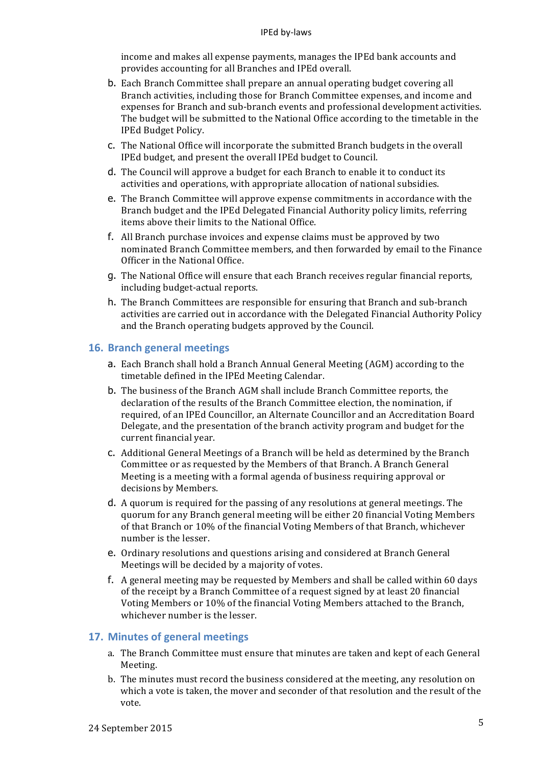income and makes all expense payments, manages the IPEd bank accounts and provides accounting for all Branches and IPEd overall.

b. Each Branch Committee shall prepare an annual operating budget covering all Branch activities, including those for Branch Committee expenses, and income and expenses for Branch and sub-branch events and professional development activities. The budget will be submitted to the National Office according to the timetable in the IPEd Budget Policy.

c. The National Office will incorporate the submitted Branch budgets in the overall IPEd budget, and present the overall IPEd budget to Council.

d. The Council will approve a budget for each Branch to enable it to conduct its activities and operations, with appropriate allocation of national subsidies.

e. The Branch Committee will approve expense commitments in accordance with the Branch budget and the IPEd Delegated Financial Authority policy limits, referring items above their limits to the National Office.

f. All Branch purchase invoices and expense claims must be approved by two nominated Branch Committee members, and then forwarded by email to the Finance Officer in the National Office.

g. The National Office will ensure that each Branch receives regular financial reports, including budget-actual reports.

h. The Branch Committees are responsible for ensuring that Branch and sub-branch activities are carried out in accordance with the Delegated Financial Authority Policy and the Branch operating budgets approved by the Council.

## 16. Branch general meetings

a. Each Branch shall hold a Branch Annual General Meeting (AGM) according to the timetable defined in the IPEd Meeting Calendar.

b. The business of the Branch AGM shall include Branch Committee reports, the declaration of the results of the Branch Committee election, the nomination, if required, of an IPEd Councillor, an Alternate Councillor and an Accreditation Board Delegate, and the presentation of the branch activity program and budget for the current financial year.

c. Additional General Meetings of a Branch will be held as determined by the Branch Committee or as requested by the Members of that Branch. A Branch General Meeting is a meeting with a formal agenda of business requiring approval or decisions by Members.

d. A quorum is required for the passing of any resolutions at general meetings. The quorum for any Branch general meeting will be either 20 financial Voting Members of that Branch or 10% of the financial Voting Members of that Branch, whichever number is the lesser.

e. Ordinary resolutions and questions arising and considered at Branch General Meetings will be decided by a majority of votes.

f. A general meeting may be requested by Members and shall be called within 60 days of the receipt by a Branch Committee of a request signed by at least 20 financial Voting Members or 10% of the financial Voting Members attached to the Branch, whichever number is the lesser.

## 17. Minutes of general meetings

a. The Branch Committee must ensure that minutes are taken and kept of each General Meeting.

b. The minutes must record the business considered at the meeting, any resolution on which a vote is taken, the mover and seconder of that resolution and the result of the vote.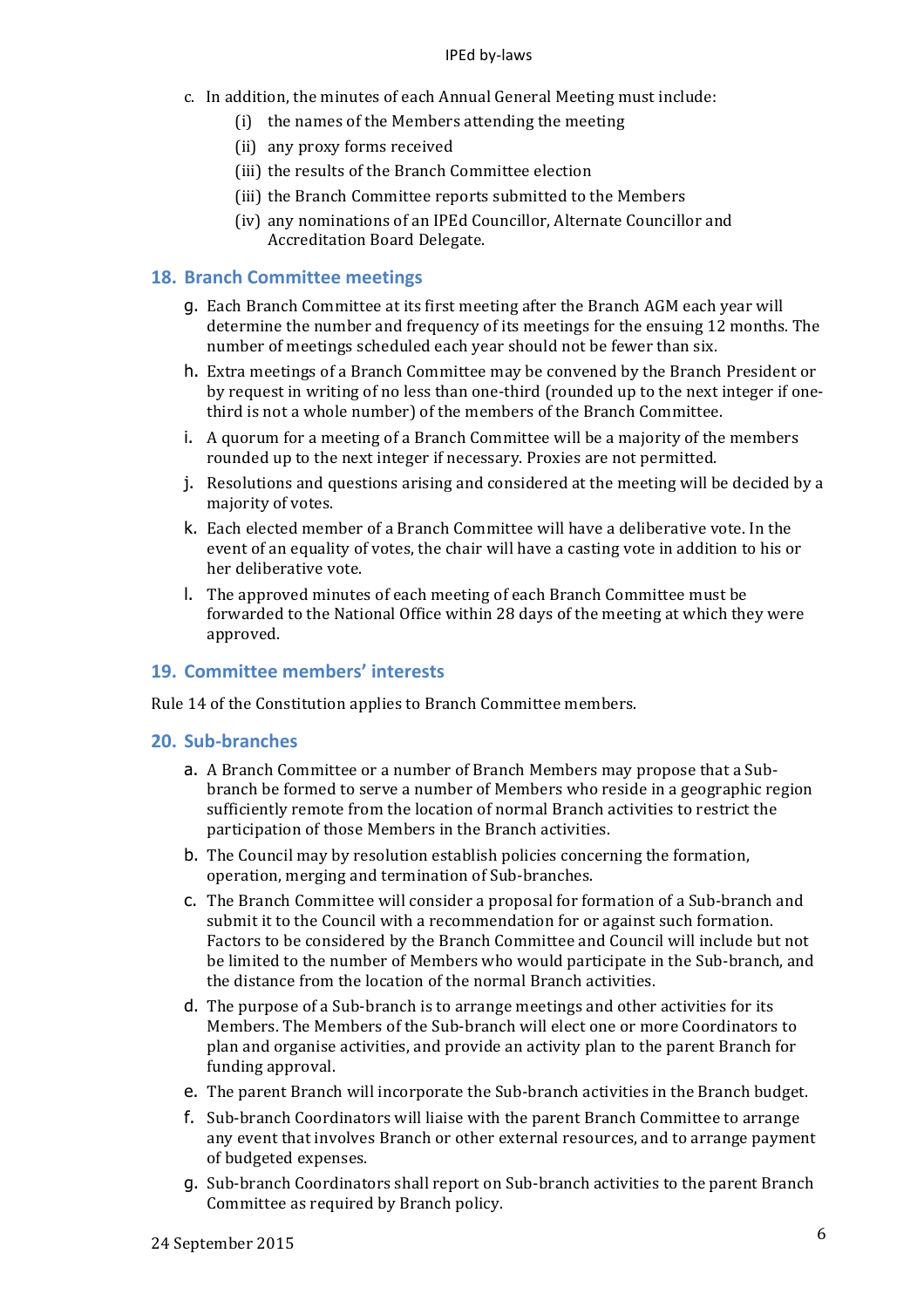c. In addition, the minutes of each Annual General Meeting must include:
    (i) the names of the Members attending the meeting
    (ii) any proxy forms received
    (iii) the results of the Branch Committee election
    (iii) the Branch Committee reports submitted to the Members
    (iv) any nominations of an IPEd Councillor, Alternate Councillor and Accreditation Board Delegate.

## 18. Branch Committee meetings

g. Each Branch Committee at its first meeting after the Branch AGM each year will determine the number and frequency of its meetings for the ensuing 12 months. The number of meetings scheduled each year should not be fewer than six.

h. Extra meetings of a Branch Committee may be convened by the Branch President or by request in writing of no less than one-third (rounded up to the next integer if one-third is not a whole number) of the members of the Branch Committee.

i. A quorum for a meeting of a Branch Committee will be a majority of the members rounded up to the next integer if necessary. Proxies are not permitted.

j. Resolutions and questions arising and considered at the meeting will be decided by a majority of votes.

k. Each elected member of a Branch Committee will have a deliberative vote. In the event of an equality of votes, the chair will have a casting vote in addition to his or her deliberative vote.

l. The approved minutes of each meeting of each Branch Committee must be forwarded to the National Office within 28 days of the meeting at which they were approved.

## 19. Committee members' interests

Rule 14 of the Constitution applies to Branch Committee members.

## 20. Sub-branches

a. A Branch Committee or a number of Branch Members may propose that a Sub-branch be formed to serve a number of Members who reside in a geographic region sufficiently remote from the location of normal Branch activities to restrict the participation of those Members in the Branch activities.

b. The Council may by resolution establish policies concerning the formation, operation, merging and termination of Sub-branches.

c. The Branch Committee will consider a proposal for formation of a Sub-branch and submit it to the Council with a recommendation for or against such formation. Factors to be considered by the Branch Committee and Council will include but not be limited to the number of Members who would participate in the Sub-branch, and the distance from the location of the normal Branch activities.

d. The purpose of a Sub-branch is to arrange meetings and other activities for its Members. The Members of the Sub-branch will elect one or more Coordinators to plan and organise activities, and provide an activity plan to the parent Branch for funding approval.

e. The parent Branch will incorporate the Sub-branch activities in the Branch budget.

f. Sub-branch Coordinators will liaise with the parent Branch Committee to arrange any event that involves Branch or other external resources, and to arrange payment of budgeted expenses.

g. Sub-branch Coordinators shall report on Sub-branch activities to the parent Branch Committee as required by Branch policy.

24 September 2015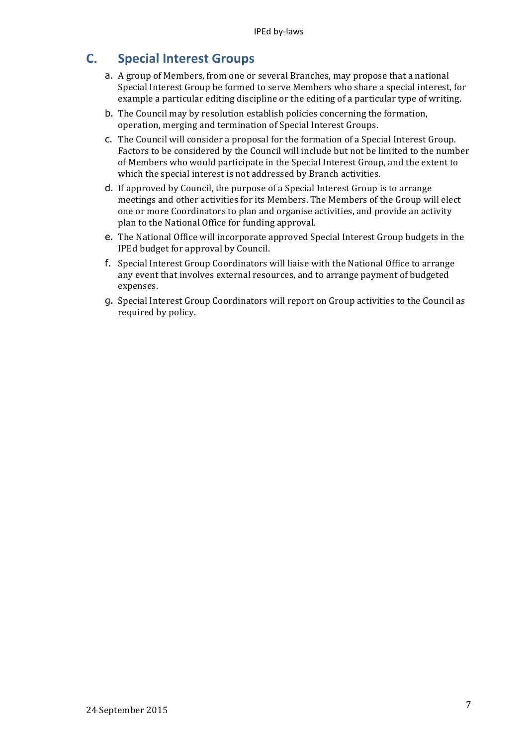## C. Special Interest Groups

a. A group of Members, from one or several Branches, may propose that a national Special Interest Group be formed to serve Members who share a special interest, for example a particular editing discipline or the editing of a particular type of writing.

b. The Council may by resolution establish policies concerning the formation, operation, merging and termination of Special Interest Groups.

c. The Council will consider a proposal for the formation of a Special Interest Group. Factors to be considered by the Council will include but not be limited to the number of Members who would participate in the Special Interest Group, and the extent to which the special interest is not addressed by Branch activities.

d. If approved by Council, the purpose of a Special Interest Group is to arrange meetings and other activities for its Members. The Members of the Group will elect one or more Coordinators to plan and organise activities, and provide an activity plan to the National Office for funding approval.

e. The National Office will incorporate approved Special Interest Group budgets in the IPEd budget for approval by Council.

f. Special Interest Group Coordinators will liaise with the National Office to arrange any event that involves external resources, and to arrange payment of budgeted expenses.

g. Special Interest Group Coordinators will report on Group activities to the Council as required by policy.